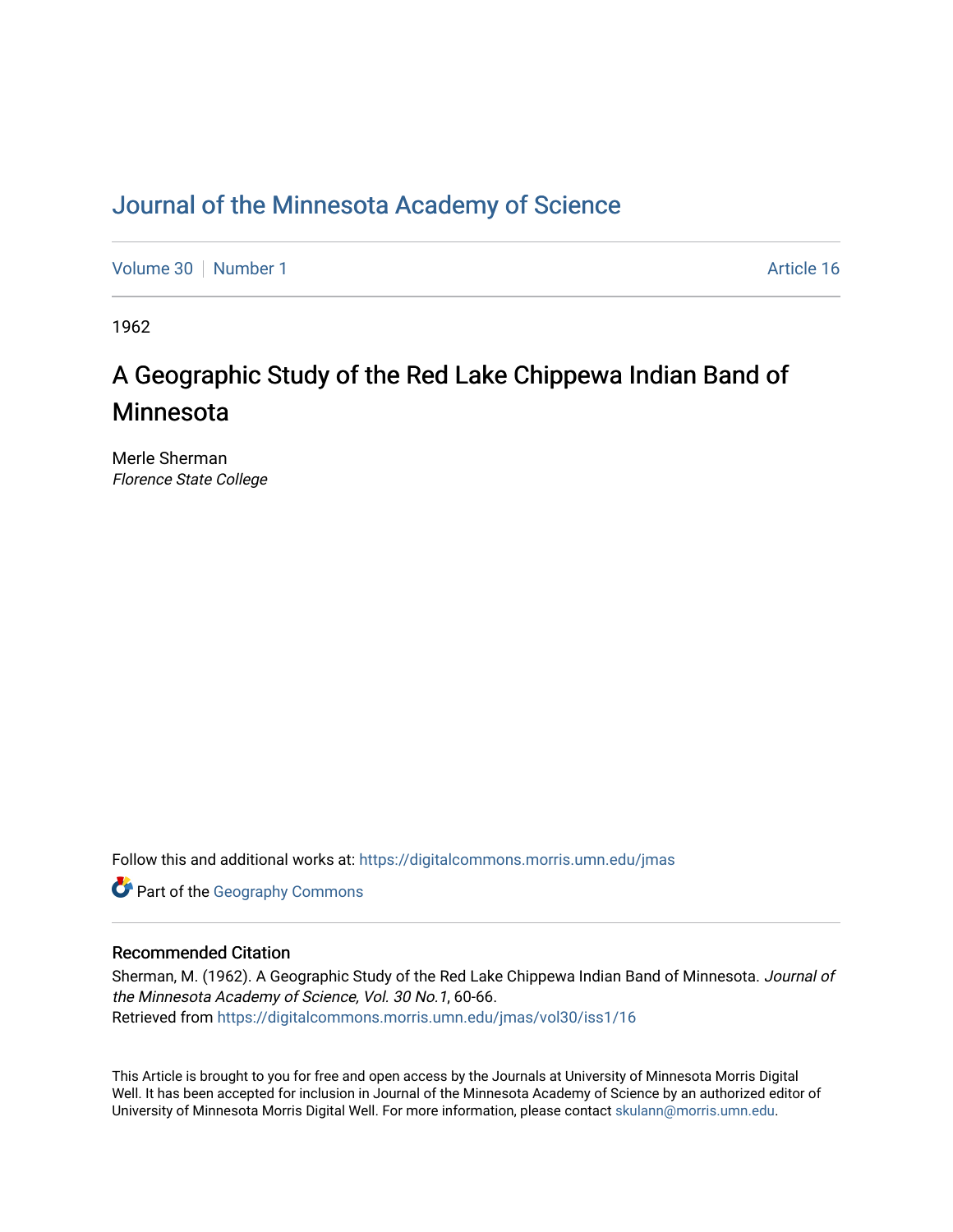# Journal of the Minnesota Academy of Science

Volume 30 | Number 1 — Article 16

1962

## A Geographic Study of the Red Lake Chippewa Indian Band of Minnesota

Merle Sherman
*Florence State College*

Follow this and additional works at: https://digitalcommons.morris.umn.edu/jmas

Part of the Geography Commons

### Recommended Citation

Sherman, M. (1962). A Geographic Study of the Red Lake Chippewa Indian Band of Minnesota. *Journal of the Minnesota Academy of Science, Vol. 30 No.1*, 60-66.
Retrieved from https://digitalcommons.morris.umn.edu/jmas/vol30/iss1/16

This Article is brought to you for free and open access by the Journals at University of Minnesota Morris Digital Well. It has been accepted for inclusion in Journal of the Minnesota Academy of Science by an authorized editor of University of Minnesota Morris Digital Well. For more information, please contact skulann@morris.umn.edu.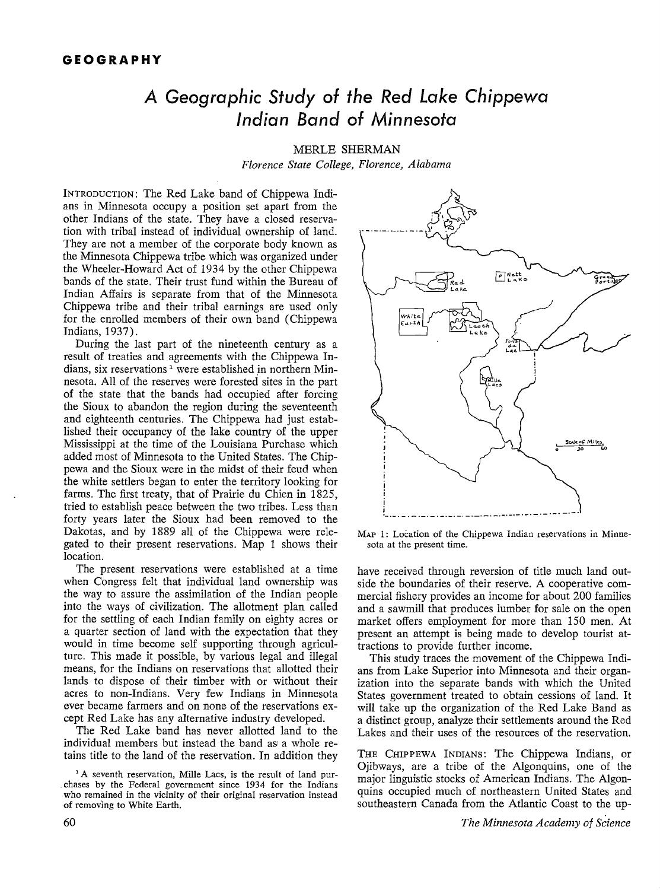## GEOGRAPHY

# A Geographic Study of the Red Lake Chippewa Indian Band of Minnesota

MERLE SHERMAN

*Florence State College, Florence, Alabama*

INTRODUCTION: The Red Lake band of Chippewa Indians in Minnesota occupy a position set apart from the other Indians of the state. They have a closed reservation with tribal instead of individual ownership of land. They are not a member of the corporate body known as the Minnesota Chippewa tribe which was organized under the Wheeler-Howard Act of 1934 by the other Chippewa bands of the state. Their trust fund within the Bureau of Indian Affairs is separate from that of the Minnesota Chippewa tribe and their tribal earnings are used only for the enrolled members of their own band (Chippewa Indians, 1937).

During the last part of the nineteenth century as a result of treaties and agreements with the Chippewa Indians, six reservations[1] were established in northern Minnesota. All of the reserves were forested sites in the part of the state that the bands had occupied after forcing the Sioux to abandon the region during the seventeenth and eighteenth centuries. The Chippewa had just established their occupancy of the lake country of the upper Mississippi at the time of the Louisiana Purchase which added most of Minnesota to the United States. The Chippewa and the Sioux were in the midst of their feud when the white settlers began to enter the territory looking for farms. The first treaty, that of Prairie du Chien in 1825, tried to establish peace between the two tribes. Less than forty years later the Sioux had been removed to the Dakotas, and by 1889 all of the Chippewa were relegated to their present reservations. Map 1 shows their location.

MAP 1: Location of the Chippewa Indian reservations in Minnesota at the present time.

The present reservations were established at a time when Congress felt that individual land ownership was the way to assure the assimilation of the Indian people into the ways of civilization. The allotment plan called for the settling of each Indian family on eighty acres or a quarter section of land with the expectation that they would in time become self supporting through agriculture. This made it possible, by various legal and illegal means, for the Indians on reservations that allotted their lands to dispose of their timber with or without their acres to non-Indians. Very few Indians in Minnesota ever became farmers and on none of the reservations except Red Lake has any alternative industry developed.

The Red Lake band has never allotted land to the individual members but instead the band as a whole retains title to the land of the reservation. In addition they have received through reversion of title much land outside the boundaries of their reserve. A cooperative commercial fishery provides an income for about 200 families and a sawmill that produces lumber for sale on the open market offers employment for more than 150 men. At present an attempt is being made to develop tourist attractions to provide further income.

This study traces the movement of the Chippewa Indians from Lake Superior into Minnesota and their organization into the separate bands with which the United States government treated to obtain cessions of land. It will take up the organization of the Red Lake Band as a distinct group, analyze their settlements around the Red Lakes and their uses of the resources of the reservation.

THE CHIPPEWA INDIANS: The Chippewa Indians, or Ojibways, are a tribe of the Algonquins, one of the major linguistic stocks of American Indians. The Algonquins occupied much of northeastern United States and southeastern Canada from the Atlantic Coast to the up-

[1] A seventh reservation, Mille Lacs, is the result of land purchases by the Federal government since 1934 for the Indians who remained in the vicinity of their original reservation instead of removing to White Earth.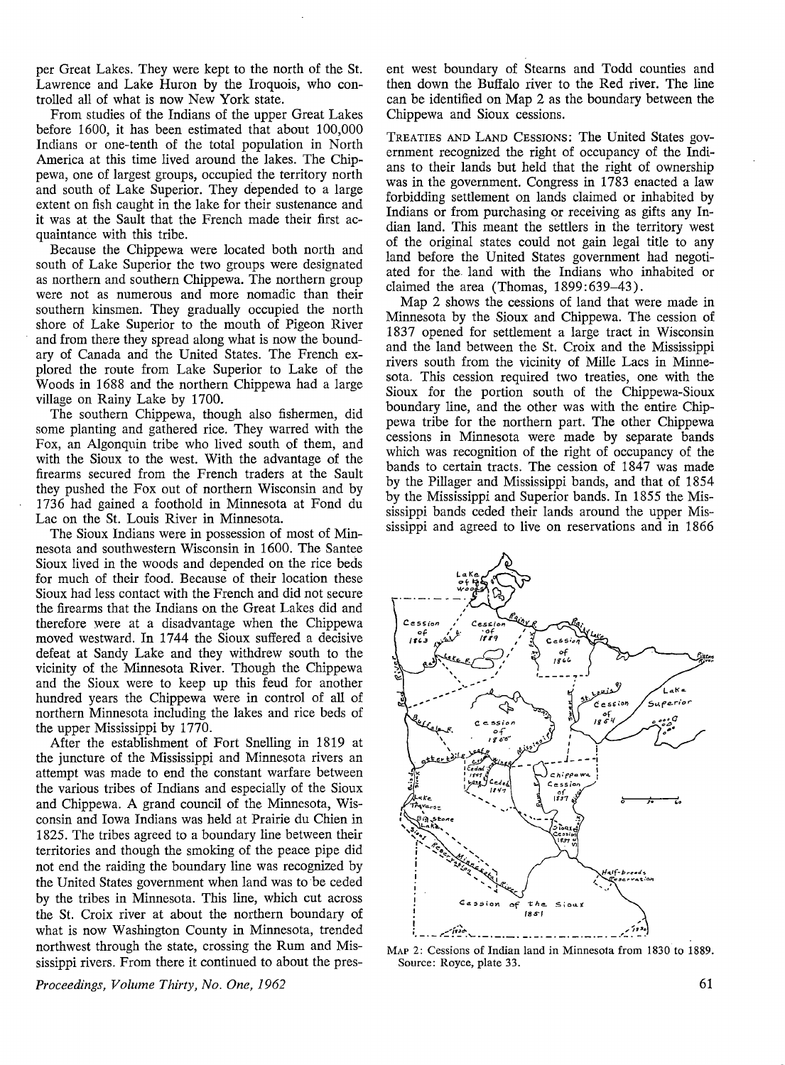per Great Lakes. They were kept to the north of the St. Lawrence and Lake Huron by the Iroquois, who controlled all of what is now New York state.

From studies of the Indians of the upper Great Lakes before 1600, it has been estimated that about 100,000 Indians or one-tenth of the total population in North America at this time lived around the lakes. The Chippewa, one of largest groups, occupied the territory north and south of Lake Superior. They depended to a large extent on fish caught in the lake for their sustenance and it was at the Sault that the French made their first acquaintance with this tribe.

Because the Chippewa were located both north and south of Lake Superior the two groups were designated as northern and southern Chippewa. The northern group were not as numerous and more nomadic than their southern kinsmen. They gradually occupied the north shore of Lake Superior to the mouth of Pigeon River and from there they spread along what is now the boundary of Canada and the United States. The French explored the route from Lake Superior to Lake of the Woods in 1688 and the northern Chippewa had a large village on Rainy Lake by 1700.

The southern Chippewa, though also fishermen, did some planting and gathered rice. They warred with the Fox, an Algonquin tribe who lived south of them, and with the Sioux to the west. With the advantage of the firearms secured from the French traders at the Sault they pushed the Fox out of northern Wisconsin and by 1736 had gained a foothold in Minnesota at Fond du Lac on the St. Louis River in Minnesota.

The Sioux Indians were in possession of most of Minnesota and southwestern Wisconsin in 1600. The Santee Sioux lived in the woods and depended on the rice beds for much of their food. Because of their location these Sioux had less contact with the French and did not secure the firearms that the Indians on the Great Lakes did and therefore were at a disadvantage when the Chippewa moved westward. In 1744 the Sioux suffered a decisive defeat at Sandy Lake and they withdrew south to the vicinity of the Minnesota River. Though the Chippewa and the Sioux were to keep up this feud for another hundred years the Chippewa were in control of all of northern Minnesota including the lakes and rice beds of the upper Mississippi by 1770.

After the establishment of Fort Snelling in 1819 at the juncture of the Mississippi and Minnesota rivers an attempt was made to end the constant warfare between the various tribes of Indians and especially of the Sioux and Chippewa. A grand council of the Minnesota, Wisconsin and Iowa Indians was held at Prairie du Chien in 1825. The tribes agreed to a boundary line between their territories and though the smoking of the peace pipe did not end the raiding the boundary line was recognized by the United States government when land was to be ceded by the tribes in Minnesota. This line, which cut across the St. Croix river at about the northern boundary of what is now Washington County in Minnesota, trended northwest through the state, crossing the Rum and Mississippi rivers. From there it continued to about the present west boundary of Stearns and Todd counties and then down the Buffalo river to the Red river. The line can be identified on Map 2 as the boundary between the Chippewa and Sioux cessions.

TREATIES AND LAND CESSIONS: The United States government recognized the right of occupancy of the Indians to their lands but held that the right of ownership was in the government. Congress in 1783 enacted a law forbidding settlement on lands claimed or inhabited by Indians or from purchasing or receiving as gifts any Indian land. This meant the settlers in the territory west of the original states could not gain legal title to any land before the United States government had negotiated for the land with the Indians who inhabited or claimed the area (Thomas, 1899:639–43).

Map 2 shows the cessions of land that were made in Minnesota by the Sioux and Chippewa. The cession of 1837 opened for settlement a large tract in Wisconsin and the land between the St. Croix and the Mississippi rivers south from the vicinity of Mille Lacs in Minnesota. This cession required two treaties, one with the Sioux for the portion south of the Chippewa-Sioux boundary line, and the other was with the entire Chippewa tribe for the northern part. The other Chippewa cessions in Minnesota were made by separate bands which was recognition of the right of occupancy of the bands to certain tracts. The cession of 1847 was made by the Pillager and Mississippi bands, and that of 1854 by the Mississippi and Superior bands. In 1855 the Mississippi bands ceded their lands around the upper Mississippi and agreed to live on reservations and in 1866

MAP 2: Cessions of Indian land in Minnesota from 1830 to 1889. Source: Royce, plate 33.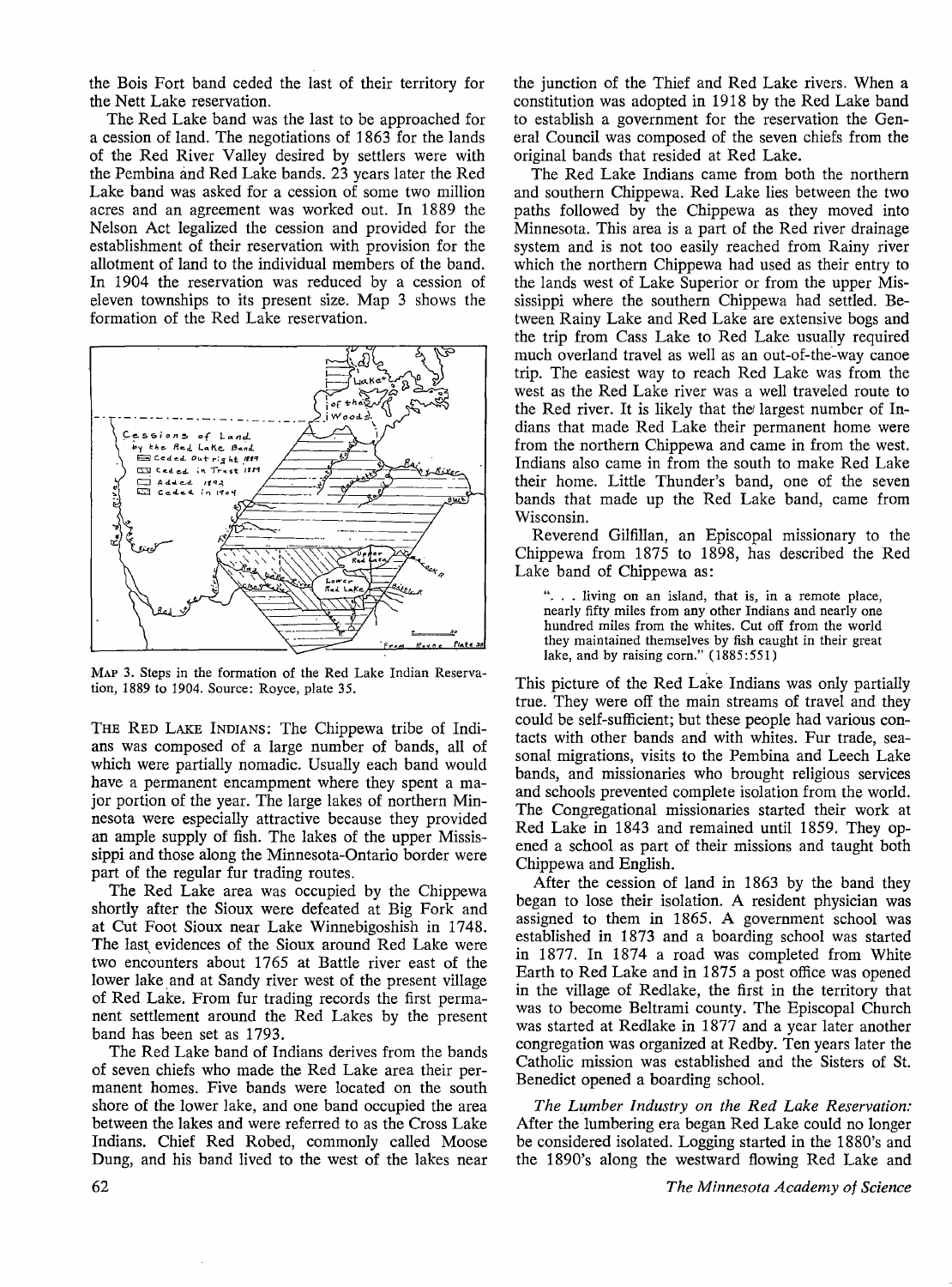the Bois Fort band ceded the last of their territory for the Nett Lake reservation.

The Red Lake band was the last to be approached for a cession of land. The negotiations of 1863 for the lands of the Red River Valley desired by settlers were with the Pembina and Red Lake bands. 23 years later the Red Lake band was asked for a cession of some two million acres and an agreement was worked out. In 1889 the Nelson Act legalized the cession and provided for the establishment of their reservation with provision for the allotment of land to the individual members of the band. In 1904 the reservation was reduced by a cession of eleven townships to its present size. Map 3 shows the formation of the Red Lake reservation.

MAP 3. Steps in the formation of the Red Lake Indian Reservation, 1889 to 1904. Source: Royce, plate 35.

THE RED LAKE INDIANS: The Chippewa tribe of Indians was composed of a large number of bands, all of which were partially nomadic. Usually each band would have a permanent encampment where they spent a major portion of the year. The large lakes of northern Minnesota were especially attractive because they provided an ample supply of fish. The lakes of the upper Mississippi and those along the Minnesota-Ontario border were part of the regular fur trading routes.

The Red Lake area was occupied by the Chippewa shortly after the Sioux were defeated at Big Fork and at Cut Foot Sioux near Lake Winnebigoshish in 1748. The last evidences of the Sioux around Red Lake were two encounters about 1765 at Battle river east of the lower lake and at Sandy river west of the present village of Red Lake. From fur trading records the first permanent settlement around the Red Lakes by the present band has been set as 1793.

The Red Lake band of Indians derives from the bands of seven chiefs who made the Red Lake area their permanent homes. Five bands were located on the south shore of the lower lake, and one band occupied the area between the lakes and were referred to as the Cross Lake Indians. Chief Red Robed, commonly called Moose Dung, and his band lived to the west of the lakes near the junction of the Thief and Red Lake rivers. When a constitution was adopted in 1918 by the Red Lake band to establish a government for the reservation the General Council was composed of the seven chiefs from the original bands that resided at Red Lake.

The Red Lake Indians came from both the northern and southern Chippewa. Red Lake lies between the two paths followed by the Chippewa as they moved into Minnesota. This area is a part of the Red river drainage system and is not too easily reached from Rainy river which the northern Chippewa had used as their entry to the lands west of Lake Superior or from the upper Mississippi where the southern Chippewa had settled. Between Rainy Lake and Red Lake are extensive bogs and the trip from Cass Lake to Red Lake usually required much overland travel as well as an out-of-the-way canoe trip. The easiest way to reach Red Lake was from the west as the Red Lake river was a well traveled route to the Red river. It is likely that the largest number of Indians that made Red Lake their permanent home were from the northern Chippewa and came in from the west. Indians also came in from the south to make Red Lake their home. Little Thunder's band, one of the seven bands that made up the Red Lake band, came from Wisconsin.

Reverend Gilfillan, an Episcopal missionary to the Chippewa from 1875 to 1898, has described the Red Lake band of Chippewa as:

> ". . . living on an island, that is, in a remote place, nearly fifty miles from any other Indians and nearly one hundred miles from the whites. Cut off from the world they maintained themselves by fish caught in their great lake, and by raising corn." (1885:551)

This picture of the Red Lake Indians was only partially true. They were off the main streams of travel and they could be self-sufficient; but these people had various contacts with other bands and with whites. Fur trade, seasonal migrations, visits to the Pembina and Leech Lake bands, and missionaries who brought religious services and schools prevented complete isolation from the world. The Congregational missionaries started their work at Red Lake in 1843 and remained until 1859. They opened a school as part of their missions and taught both Chippewa and English.

After the cession of land in 1863 by the band they began to lose their isolation. A resident physician was assigned to them in 1865. A government school was established in 1873 and a boarding school was started in 1877. In 1874 a road was completed from White Earth to Red Lake and in 1875 a post office was opened in the village of Redlake, the first in the territory that was to become Beltrami county. The Episcopal Church was started at Redlake in 1877 and a year later another congregation was organized at Redby. Ten years later the Catholic mission was established and the Sisters of St. Benedict opened a boarding school.

*The Lumber Industry on the Red Lake Reservation:* After the lumbering era began Red Lake could no longer be considered isolated. Logging started in the 1880's and the 1890's along the westward flowing Red Lake and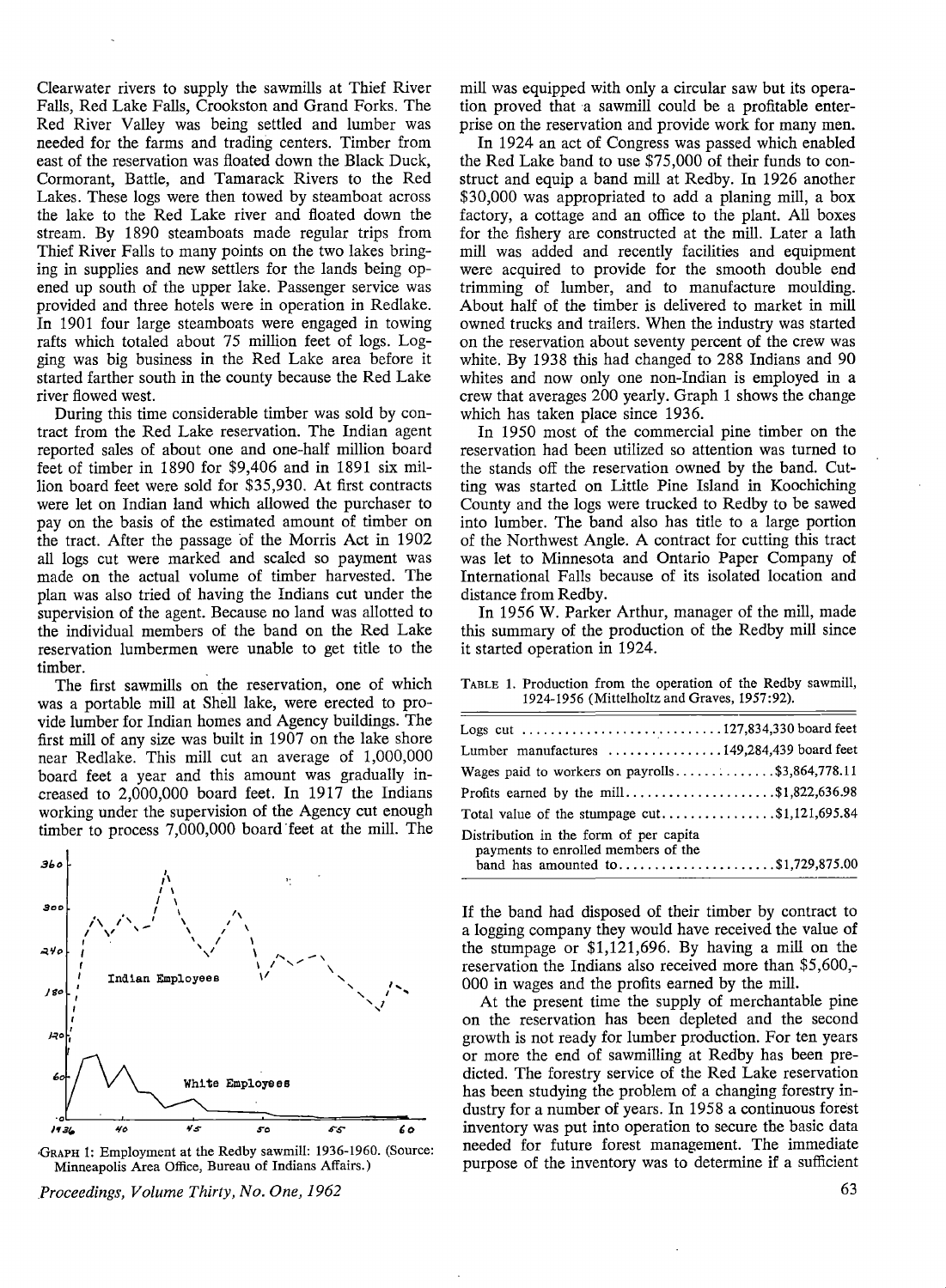Clearwater rivers to supply the sawmills at Thief River Falls, Red Lake Falls, Crookston and Grand Forks. The Red River Valley was being settled and lumber was needed for the farms and trading centers. Timber from east of the reservation was floated down the Black Duck, Cormorant, Battle, and Tamarack Rivers to the Red Lakes. These logs were then towed by steamboat across the lake to the Red Lake river and floated down the stream. By 1890 steamboats made regular trips from Thief River Falls to many points on the two lakes bringing in supplies and new settlers for the lands being opened up south of the upper lake. Passenger service was provided and three hotels were in operation in Redlake. In 1901 four large steamboats were engaged in towing rafts which totaled about 75 million feet of logs. Logging was big business in the Red Lake area before it started farther south in the county because the Red Lake river flowed west.

During this time considerable timber was sold by contract from the Red Lake reservation. The Indian agent reported sales of about one and one-half million board feet of timber in 1890 for $9,406 and in 1891 six million board feet were sold for $35,930. At first contracts were let on Indian land which allowed the purchaser to pay on the basis of the estimated amount of timber on the tract. After the passage of the Morris Act in 1902 all logs cut were marked and scaled so payment was made on the actual volume of timber harvested. The plan was also tried of having the Indians cut under the supervision of the agent. Because no land was allotted to the individual members of the band on the Red Lake reservation lumbermen were unable to get title to the timber.

The first sawmills on the reservation, one of which was a portable mill at Shell lake, were erected to provide lumber for Indian homes and Agency buildings. The first mill of any size was built in 1907 on the lake shore near Redlake. This mill cut an average of 1,000,000 board feet a year and this amount was gradually increased to 2,000,000 board feet. In 1917 the Indians working under the supervision of the Agency cut enough timber to process 7,000,000 board feet at the mill. The mill was equipped with only a circular saw but its operation proved that a sawmill could be a profitable enterprise on the reservation and provide work for many men.

GRAPH 1: Employment at the Redby sawmill: 1936-1960. (Source: Minneapolis Area Office, Bureau of Indians Affairs.)

In 1924 an act of Congress was passed which enabled the Red Lake band to use $75,000 of their funds to construct and equip a band mill at Redby. In 1926 another $30,000 was appropriated to add a planing mill, a box factory, a cottage and an office to the plant. All boxes for the fishery are constructed at the mill. Later a lath mill was added and recently facilities and equipment were acquired to provide for the smooth double end trimming of lumber, and to manufacture moulding. About half of the timber is delivered to market in mill owned trucks and trailers. When the industry was started on the reservation about seventy percent of the crew was white. By 1938 this had changed to 288 Indians and 90 whites and now only one non-Indian is employed in a crew that averages 200 yearly. Graph 1 shows the change which has taken place since 1936.

In 1950 most of the commercial pine timber on the reservation had been utilized so attention was turned to the stands off the reservation owned by the band. Cutting was started on Little Pine Island in Koochiching County and the logs were trucked to Redby to be sawed into lumber. The band also has title to a large portion of the Northwest Angle. A contract for cutting this tract was let to Minnesota and Ontario Paper Company of International Falls because of its isolated location and distance from Redby.

In 1956 W. Parker Arthur, manager of the mill, made this summary of the production of the Redby mill since it started operation in 1924.

TABLE 1. Production from the operation of the Redby sawmill, 1924-1956 (Mittelholtz and Graves, 1957:92).

| | |
|---|---|
| Logs cut | 127,834,330 board feet |
| Lumber manufactures | 149,284,439 board feet |
| Wages paid to workers on payrolls | $3,864,778.11 |
| Profits earned by the mill | $1,822,636.98 |
| Total value of the stumpage cut | $1,121,695.84 |
| Distribution in the form of per capita payments to enrolled members of the band has amounted to | $1,729,875.00 |

If the band had disposed of their timber by contract to a logging company they would have received the value of the stumpage or $1,121,696. By having a mill on the reservation the Indians also received more than $5,600,000 in wages and the profits earned by the mill.

At the present time the supply of merchantable pine on the reservation has been depleted and the second growth is not ready for lumber production. For ten years or more the end of sawmilling at Redby has been predicted. The forestry service of the Red Lake reservation has been studying the problem of a changing forestry industry for a number of years. In 1958 a continuous forest inventory was put into operation to secure the basic data needed for future forest management. The immediate purpose of the inventory was to determine if a sufficient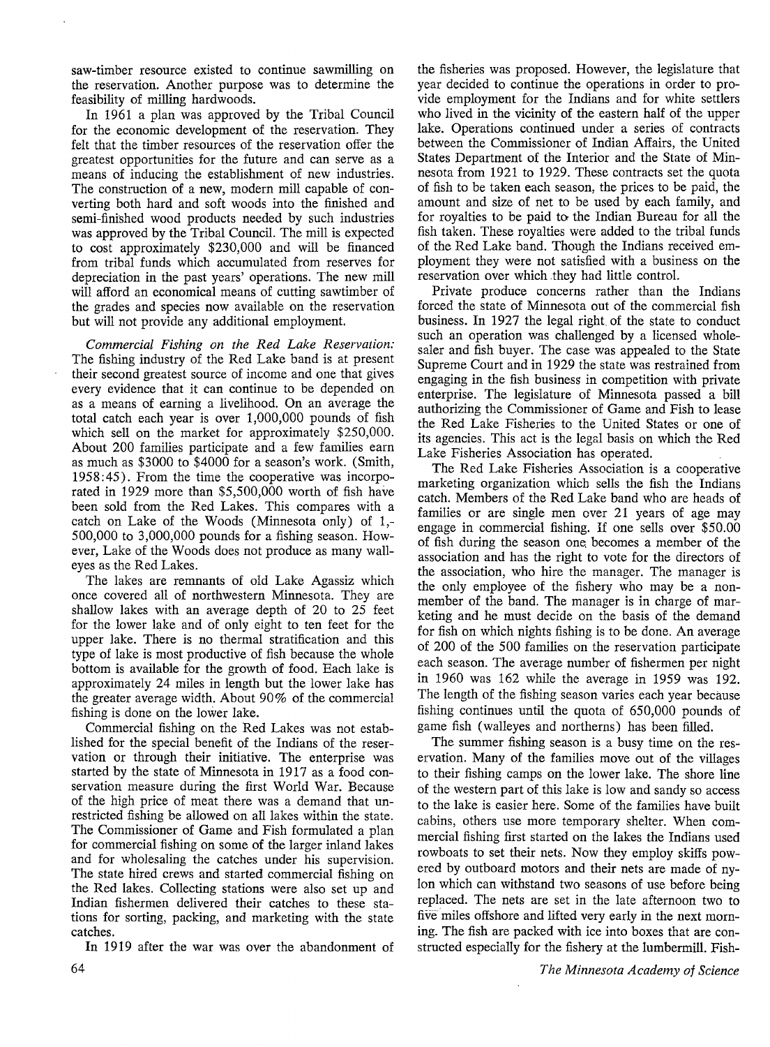saw-timber resource existed to continue sawmilling on the reservation. Another purpose was to determine the feasibility of milling hardwoods.

In 1961 a plan was approved by the Tribal Council for the economic development of the reservation. They felt that the timber resources of the reservation offer the greatest opportunities for the future and can serve as a means of inducing the establishment of new industries. The construction of a new, modern mill capable of converting both hard and soft woods into the finished and semi-finished wood products needed by such industries was approved by the Tribal Council. The mill is expected to cost approximately $230,000 and will be financed from tribal funds which accumulated from reserves for depreciation in the past years' operations. The new mill will afford an economical means of cutting sawtimber of the grades and species now available on the reservation but will not provide any additional employment.

*Commercial Fishing on the Red Lake Reservation:* The fishing industry of the Red Lake band is at present their second greatest source of income and one that gives every evidence that it can continue to be depended on as a means of earning a livelihood. On an average the total catch each year is over 1,000,000 pounds of fish which sell on the market for approximately $250,000. About 200 families participate and a few families earn as much as $3000 to $4000 for a season's work. (Smith, 1958:45). From the time the cooperative was incorporated in 1929 more than $5,500,000 worth of fish have been sold from the Red Lakes. This compares with a catch on Lake of the Woods (Minnesota only) of 1,500,000 to 3,000,000 pounds for a fishing season. However, Lake of the Woods does not produce as many walleyes as the Red Lakes.

The lakes are remnants of old Lake Agassiz which once covered all of northwestern Minnesota. They are shallow lakes with an average depth of 20 to 25 feet for the lower lake and of only eight to ten feet for the upper lake. There is no thermal stratification and this type of lake is most productive of fish because the whole bottom is available for the growth of food. Each lake is approximately 24 miles in length but the lower lake has the greater average width. About 90% of the commercial fishing is done on the lower lake.

Commercial fishing on the Red Lakes was not established for the special benefit of the Indians of the reservation or through their initiative. The enterprise was started by the state of Minnesota in 1917 as a food conservation measure during the first World War. Because of the high price of meat there was a demand that unrestricted fishing be allowed on all lakes within the state. The Commissioner of Game and Fish formulated a plan for commercial fishing on some of the larger inland lakes and for wholesaling the catches under his supervision. The state hired crews and started commercial fishing on the Red lakes. Collecting stations were also set up and Indian fishermen delivered their catches to these stations for sorting, packing, and marketing with the state catches.

In 1919 after the war was over the abandonment of the fisheries was proposed. However, the legislature that year decided to continue the operations in order to provide employment for the Indians and for white settlers who lived in the vicinity of the eastern half of the upper lake. Operations continued under a series of contracts between the Commissioner of Indian Affairs, the United States Department of the Interior and the State of Minnesota from 1921 to 1929. These contracts set the quota of fish to be taken each season, the prices to be paid, the amount and size of net to be used by each family, and for royalties to be paid to the Indian Bureau for all the fish taken. These royalties were added to the tribal funds of the Red Lake band. Though the Indians received employment they were not satisfied with a business on the reservation over which they had little control.

Private produce concerns rather than the Indians forced the state of Minnesota out of the commercial fish business. In 1927 the legal right of the state to conduct such an operation was challenged by a licensed wholesaler and fish buyer. The case was appealed to the State Supreme Court and in 1929 the state was restrained from engaging in the fish business in competition with private enterprise. The legislature of Minnesota passed a bill authorizing the Commissioner of Game and Fish to lease the Red Lake Fisheries to the United States or one of its agencies. This act is the legal basis on which the Red Lake Fisheries Association has operated.

The Red Lake Fisheries Association is a cooperative marketing organization which sells the fish the Indians catch. Members of the Red Lake band who are heads of families or are single men over 21 years of age may engage in commercial fishing. If one sells over $50.00 of fish during the season one becomes a member of the association and has the right to vote for the directors of the association, who hire the manager. The manager is the only employee of the fishery who may be a nonmember of the band. The manager is in charge of marketing and he must decide on the basis of the demand for fish on which nights fishing is to be done. An average of 200 of the 500 families on the reservation participate each season. The average number of fishermen per night in 1960 was 162 while the average in 1959 was 192. The length of the fishing season varies each year because fishing continues until the quota of 650,000 pounds of game fish (walleyes and northerns) has been filled.

The summer fishing season is a busy time on the reservation. Many of the families move out of the villages to their fishing camps on the lower lake. The shore line of the western part of this lake is low and sandy so access to the lake is easier here. Some of the families have built cabins, others use more temporary shelter. When commercial fishing first started on the lakes the Indians used rowboats to set their nets. Now they employ skiffs powered by outboard motors and their nets are made of nylon which can withstand two seasons of use before being replaced. The nets are set in the late afternoon two to five miles offshore and lifted very early in the next morning. The fish are packed with ice into boxes that are constructed especially for the fishery at the lumbermill. Fish-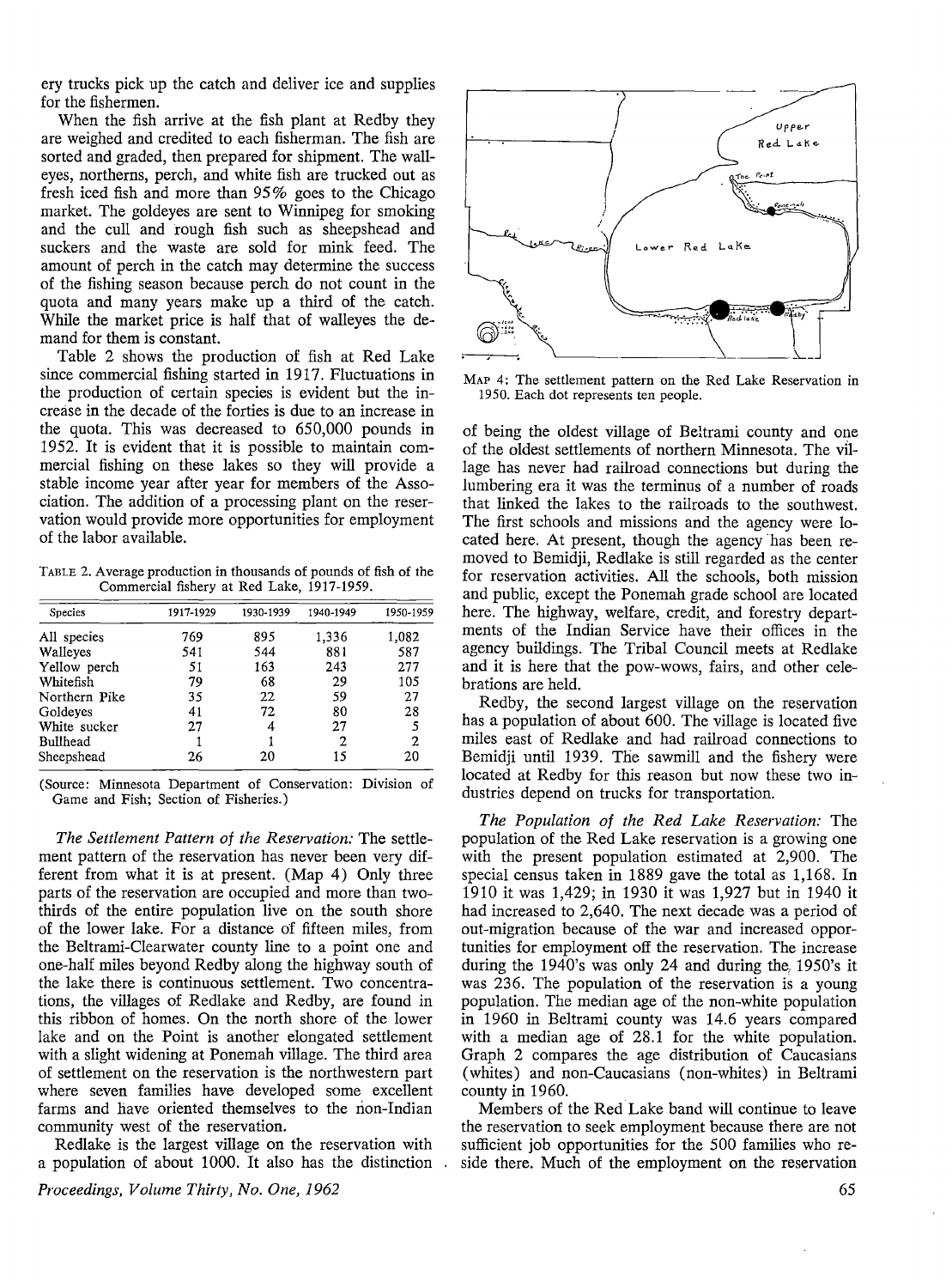ery trucks pick up the catch and deliver ice and supplies for the fishermen.

When the fish arrive at the fish plant at Redby they are weighed and credited to each fisherman. The fish are sorted and graded, then prepared for shipment. The walleyes, northerns, perch, and white fish are trucked out as fresh iced fish and more than 95% goes to the Chicago market. The goldeyes are sent to Winnipeg for smoking and the cull and rough fish such as sheepshead and suckers and the waste are sold for mink feed. The amount of perch in the catch may determine the success of the fishing season because perch do not count in the quota and many years make up a third of the catch. While the market price is half that of walleyes the demand for them is constant.

Table 2 shows the production of fish at Red Lake since commercial fishing started in 1917. Fluctuations in the production of certain species is evident but the increase in the decade of the forties is due to an increase in the quota. This was decreased to 650,000 pounds in 1952. It is evident that it is possible to maintain commercial fishing on these lakes so they will provide a stable income year after year for members of the Association. The addition of a processing plant on the reservation would provide more opportunities for employment of the labor available.

TABLE 2. Average production in thousands of pounds of fish of the Commercial fishery at Red Lake, 1917-1959.

| Species | 1917-1929 | 1930-1939 | 1940-1949 | 1950-1959 |
|---|---|---|---|---|
| All species | 769 | 895 | 1,336 | 1,082 |
| Walleyes | 541 | 544 | 881 | 587 |
| Yellow perch | 51 | 163 | 243 | 277 |
| Whitefish | 79 | 68 | 29 | 105 |
| Northern Pike | 35 | 22 | 59 | 27 |
| Goldeyes | 41 | 72 | 80 | 28 |
| White sucker | 27 | 4 | 27 | 5 |
| Bullhead | 1 | 1 | 2 | 2 |
| Sheepshead | 26 | 20 | 15 | 20 |

(Source: Minnesota Department of Conservation: Division of Game and Fish; Section of Fisheries.)

*The Settlement Pattern of the Reservation:* The settlement pattern of the reservation has never been very different from what it is at present. (Map 4) Only three parts of the reservation are occupied and more than two-thirds of the entire population live on the south shore of the lower lake. For a distance of fifteen miles, from the Beltrami-Clearwater county line to a point one and one-half miles beyond Redby along the highway south of the lake there is continuous settlement. Two concentrations, the villages of Redlake and Redby, are found in this ribbon of homes. On the north shore of the lower lake and on the Point is another elongated settlement with a slight widening at Ponemah village. The third area of settlement on the reservation is the northwestern part where seven families have developed some excellent farms and have oriented themselves to the non-Indian community west of the reservation.

Redlake is the largest village on the reservation with a population of about 1000. It also has the distinction of being the oldest village of Beltrami county and one of the oldest settlements of northern Minnesota. The village has never had railroad connections but during the lumbering era it was the terminus of a number of roads that linked the lakes to the railroads to the southwest. The first schools and missions and the agency were located here. At present, though the agency has been removed to Bemidji, Redlake is still regarded as the center for reservation activities. All the schools, both mission and public, except the Ponemah grade school are located here. The highway, welfare, credit, and forestry departments of the Indian Service have their offices in the agency buildings. The Tribal Council meets at Redlake and it is here that the pow-wows, fairs, and other celebrations are held.

MAP 4: The settlement pattern on the Red Lake Reservation in 1950. Each dot represents ten people.

Redby, the second largest village on the reservation has a population of about 600. The village is located five miles east of Redlake and had railroad connections to Bemidji until 1939. The sawmill and the fishery were located at Redby for this reason but now these two industries depend on trucks for transportation.

*The Population of the Red Lake Reservation:* The population of the Red Lake reservation is a growing one with the present population estimated at 2,900. The special census taken in 1889 gave the total as 1,168. In 1910 it was 1,429; in 1930 it was 1,927 but in 1940 it had increased to 2,640. The next decade was a period of out-migration because of the war and increased opportunities for employment off the reservation. The increase during the 1940's was only 24 and during the 1950's it was 236. The population of the reservation is a young population. The median age of the non-white population in 1960 in Beltrami county was 14.6 years compared with a median age of 28.1 for the white population. Graph 2 compares the age distribution of Caucasians (whites) and non-Caucasians (non-whites) in Beltrami county in 1960.

Members of the Red Lake band will continue to leave the reservation to seek employment because there are not sufficient job opportunities for the 500 families who reside there. Much of the employment on the reservation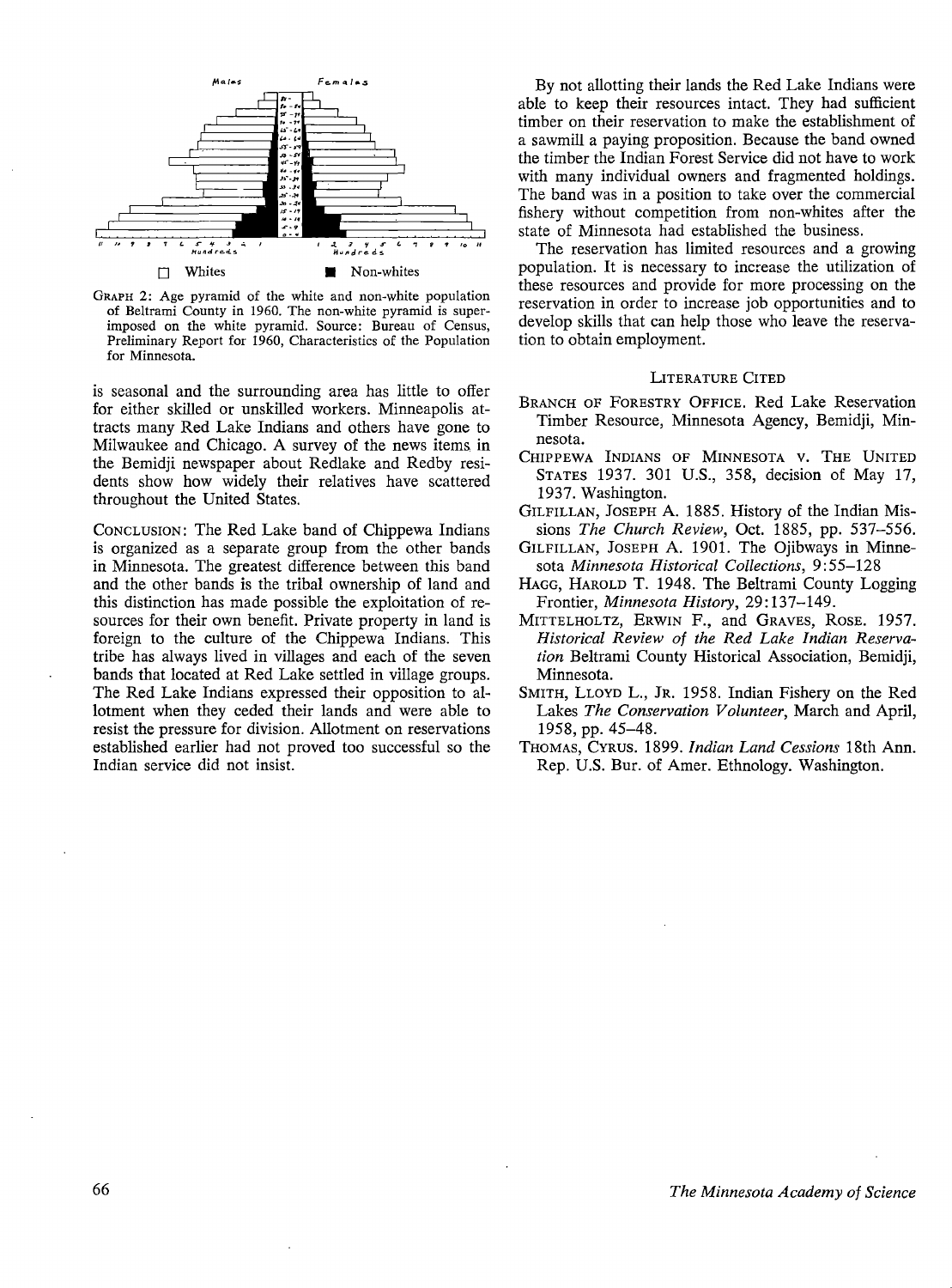Males

Females

85-
80-84
75-79
70-74
65-69
60-64
55-59
50-54
45-49
40-44
35-39
30-34
25-29
20-24
15-19
10-14
5-9
0-4

11 10 9 8 7 6 5 4 3 2 1
Hundreds

1 2 3 4 5 6 7 8 9 10 11
Hundreds

☐ Whites ■ Non-whites

GRAPH 2: Age pyramid of the white and non-white population of Beltrami County in 1960. The non-white pyramid is superimposed on the white pyramid. Source: Bureau of Census, Preliminary Report for 1960, Characteristics of the Population for Minnesota.

is seasonal and the surrounding area has little to offer for either skilled or unskilled workers. Minneapolis attracts many Red Lake Indians and others have gone to Milwaukee and Chicago. A survey of the news items in the Bemidji newspaper about Redlake and Redby residents show how widely their relatives have scattered throughout the United States.

CONCLUSION: The Red Lake band of Chippewa Indians is organized as a separate group from the other bands in Minnesota. The greatest difference between this band and the other bands is the tribal ownership of land and this distinction has made possible the exploitation of resources for their own benefit. Private property in land is foreign to the culture of the Chippewa Indians. This tribe has always lived in villages and each of the seven bands that located at Red Lake settled in village groups. The Red Lake Indians expressed their opposition to allotment when they ceded their lands and were able to resist the pressure for division. Allotment on reservations established earlier had not proved too successful so the Indian service did not insist.

By not allotting their lands the Red Lake Indians were able to keep their resources intact. They had sufficient timber on their reservation to make the establishment of a sawmill a paying proposition. Because the band owned the timber the Indian Forest Service did not have to work with many individual owners and fragmented holdings. The band was in a position to take over the commercial fishery without competition from non-whites after the state of Minnesota had established the business.

The reservation has limited resources and a growing population. It is necessary to increase the utilization of these resources and provide for more processing on the reservation in order to increase job opportunities and to develop skills that can help those who leave the reservation to obtain employment.

## LITERATURE CITED

BRANCH OF FORESTRY OFFICE. Red Lake Reservation Timber Resource, Minnesota Agency, Bemidji, Minnesota.

CHIPPEWA INDIANS OF MINNESOTA v. THE UNITED STATES 1937. 301 U.S., 358, decision of May 17, 1937. Washington.

GILFILLAN, JOSEPH A. 1885. History of the Indian Missions *The Church Review*, Oct. 1885, pp. 537–556.

GILFILLAN, JOSEPH A. 1901. The Ojibways in Minnesota *Minnesota Historical Collections*, 9:55–128

HAGG, HAROLD T. 1948. The Beltrami County Logging Frontier, *Minnesota History*, 29:137–149.

MITTELHOLTZ, ERWIN F., and GRAVES, ROSE. 1957. *Historical Review of the Red Lake Indian Reservation* Beltrami County Historical Association, Bemidji, Minnesota.

SMITH, LLOYD L., JR. 1958. Indian Fishery on the Red Lakes *The Conservation Volunteer*, March and April, 1958, pp. 45–48.

THOMAS, CYRUS. 1899. *Indian Land Cessions* 18th Ann. Rep. U.S. Bur. of Amer. Ethnology. Washington.